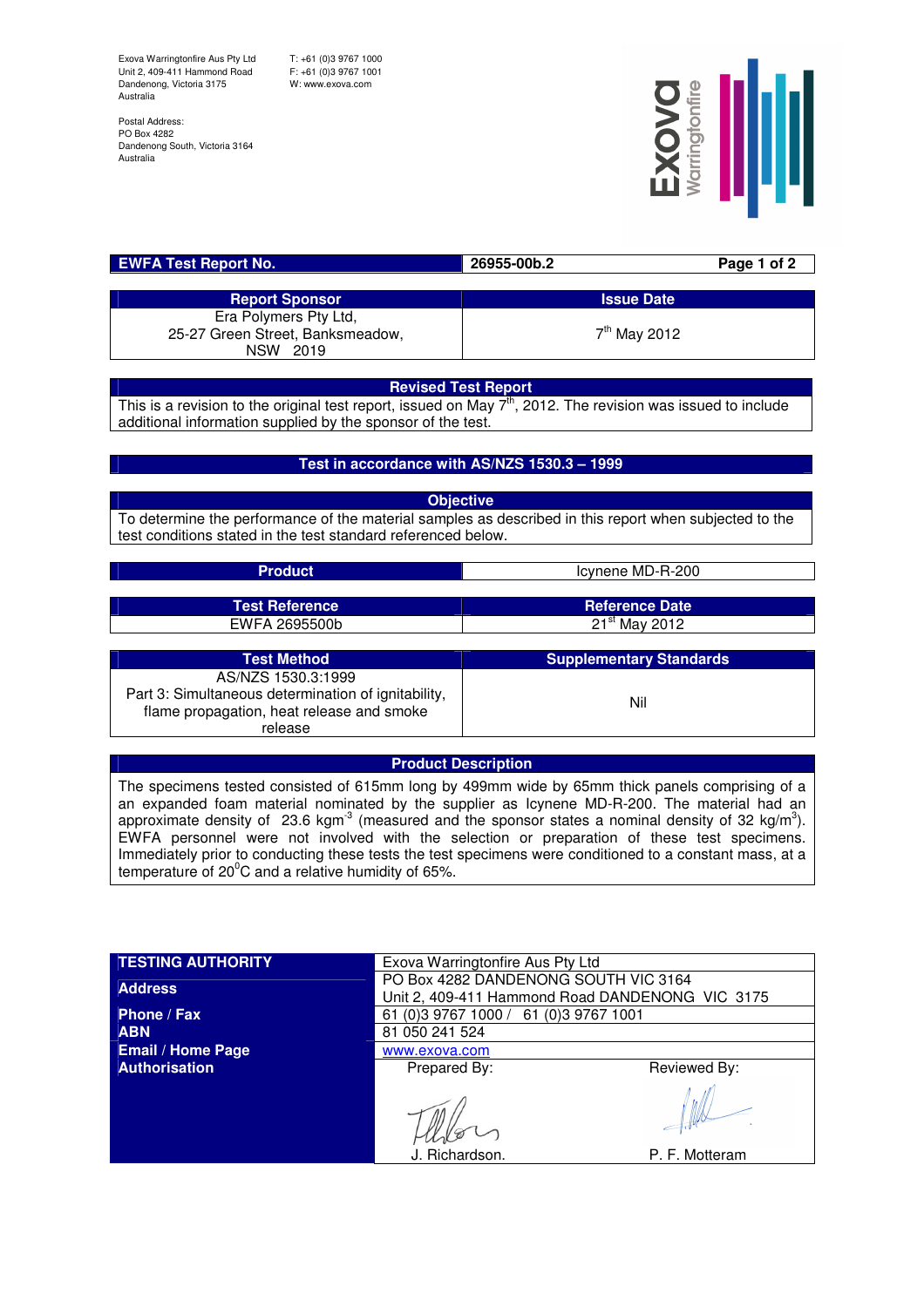Exova Warringtonfire Aus Pty Ltd
Unit 2, 409-411 Hammond Road
Dandenong, Victoria 3175
Australia

T: +61 (0)3 9767 1000
F: +61 (0)3 9767 1001
W: www.exova.com

Postal Address:
PO Box 4282
Dandenong South, Victoria 3164
Australia

Exova Warringtonfire

| EWFA Test Report No. | 26955-00b.2 |
|---|---|

| Report Sponsor | Issue Date |
|---|---|
| Era Polymers Pty Ltd, 25-27 Green Street, Banksmeadow, NSW 2019 | 7th May 2012 |

**Revised Test Report**

This is a revision to the original test report, issued on May 7th, 2012. The revision was issued to include additional information supplied by the sponsor of the test.

**Test in accordance with AS/NZS 1530.3 – 1999**

**Objective**

To determine the performance of the material samples as described in this report when subjected to the test conditions stated in the test standard referenced below.

| Product | Icynene MD-R-200 |
|---|---|

| Test Reference | Reference Date |
|---|---|
| EWFA 2695500b | 21st May 2012 |

| Test Method | Supplementary Standards |
|---|---|
| AS/NZS 1530.3:1999 Part 3: Simultaneous determination of ignitability, flame propagation, heat release and smoke release | Nil |

**Product Description**

The specimens tested consisted of 615mm long by 499mm wide by 65mm thick panels comprising of a an expanded foam material nominated by the supplier as Icynene MD-R-200. The material had an approximate density of 23.6 $kgm^{-3}$ (measured and the sponsor states a nominal density of 32 $kg/m^3$). EWFA personnel were not involved with the selection or preparation of these test specimens. Immediately prior to conducting these tests the test specimens were conditioned to a constant mass, at a temperature of $20^0$C and a relative humidity of 65%.

| | |
|---|---|
| **TESTING AUTHORITY** | Exova Warringtonfire Aus Pty Ltd |
| **Address** | PO Box 4282 DANDENONG SOUTH VIC 3164<br>Unit 2, 409-411 Hammond Road DANDENONG VIC 3175 |
| **Phone / Fax** | 61 (0)3 9767 1000 / 61 (0)3 9767 1001 |
| **ABN** | 81 050 241 524 |
| **Email / Home Page** | www.exova.com |
| **Authorisation** | Prepared By: J. Richardson. Reviewed By: P. F. Motteram |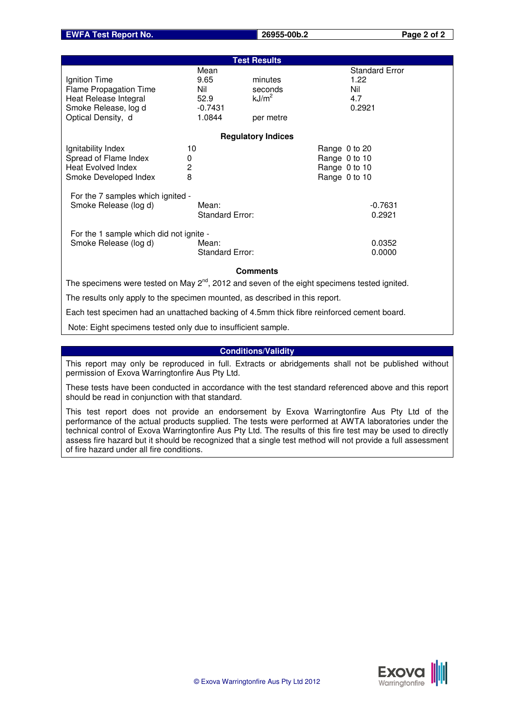## Test Results

| | Mean | | Standard Error |
|---|---|---|---|
| Ignition Time | 9.65 | minutes | 1.22 |
| Flame Propagation Time | Nil | seconds | Nil |
| Heat Release Integral | 52.9 | $kJ/m^2$ | 4.7 |
| Smoke Release, log d | -0.7431 | | 0.2921 |
| Optical Density, d | 1.0844 | per metre | |

### Regulatory Indices

| | | |
|---|---|---|
| Ignitability Index | 10 | Range 0 to 20 |
| Spread of Flame Index | 0 | Range 0 to 10 |
| Heat Evolved Index | 2 | Range 0 to 10 |
| Smoke Developed Index | 8 | Range 0 to 10 |

For the 7 samples which ignited -

| | | |
|---|---|---|
| Smoke Release (log d) | Mean: | -0.7631 |
| | Standard Error: | 0.2921 |

For the 1 sample which did not ignite -

| | | |
|---|---|---|
| Smoke Release (log d) | Mean: | 0.0352 |
| | Standard Error: | 0.0000 |

### Comments

The specimens were tested on May 2nd, 2012 and seven of the eight specimens tested ignited.

The results only apply to the specimen mounted, as described in this report.

Each test specimen had an unattached backing of 4.5mm thick fibre reinforced cement board.

Note: Eight specimens tested only due to insufficient sample.

## Conditions/Validity

This report may only be reproduced in full. Extracts or abridgements shall not be published without permission of Exova Warringtonfire Aus Pty Ltd.

These tests have been conducted in accordance with the test standard referenced above and this report should be read in conjunction with that standard.

This test report does not provide an endorsement by Exova Warringtonfire Aus Pty Ltd of the performance of the actual products supplied. The tests were performed at AWTA laboratories under the technical control of Exova Warringtonfire Aus Pty Ltd. The results of this fire test may be used to directly assess fire hazard but it should be recognized that a single test method will not provide a full assessment of fire hazard under all fire conditions.

© Exova Warringtonfire Aus Pty Ltd 2012